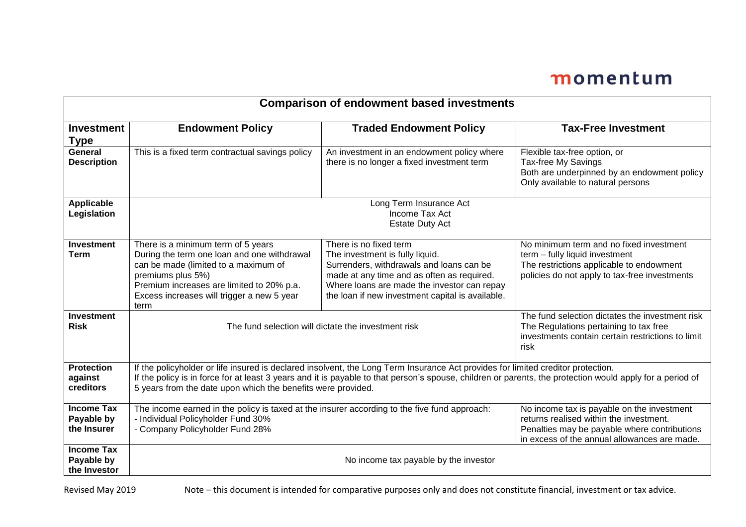momentum

| Comparison of endowment based investments | | | |
|---|---|---|---|
| **Investment Type** | **Endowment Policy** | **Traded Endowment Policy** | **Tax-Free Investment** |
| **General Description** | This is a fixed term contractual savings policy | An investment in an endowment policy where there is no longer a fixed investment term | Flexible tax-free option, or Tax-free My Savings Both are underpinned by an endowment policy Only available to natural persons |
| **Applicable Legislation** | Long Term Insurance Act Income Tax Act Estate Duty Act | | |
| **Investment Term** | There is a minimum term of 5 years During the term one loan and one withdrawal can be made (limited to a maximum of premiums plus 5%) Premium increases are limited to 20% p.a. Excess increases will trigger a new 5 year term | There is no fixed term The investment is fully liquid. Surrenders, withdrawals and loans can be made at any time and as often as required. Where loans are made the investor can repay the loan if new investment capital is available. | No minimum term and no fixed investment term – fully liquid investment The restrictions applicable to endowment policies do not apply to tax-free investments |
| **Investment Risk** | The fund selection will dictate the investment risk | | The fund selection dictates the investment risk The Regulations pertaining to tax free investments contain certain restrictions to limit risk |
| **Protection against creditors** | If the policyholder or life insured is declared insolvent, the Long Term Insurance Act provides for limited creditor protection. If the policy is in force for at least 3 years and it is payable to that person's spouse, children or parents, the protection would apply for a period of 5 years from the date upon which the benefits were provided. | | |
| **Income Tax Payable by the Insurer** | The income earned in the policy is taxed at the insurer according to the five fund approach: - Individual Policyholder Fund 30% - Company Policyholder Fund 28% | | No income tax is payable on the investment returns realised within the investment. Penalties may be payable where contributions in excess of the annual allowances are made. |
| **Income Tax Payable by the Investor** | No income tax payable by the investor | | |

Revised May 2019 — Note – this document is intended for comparative purposes only and does not constitute financial, investment or tax advice.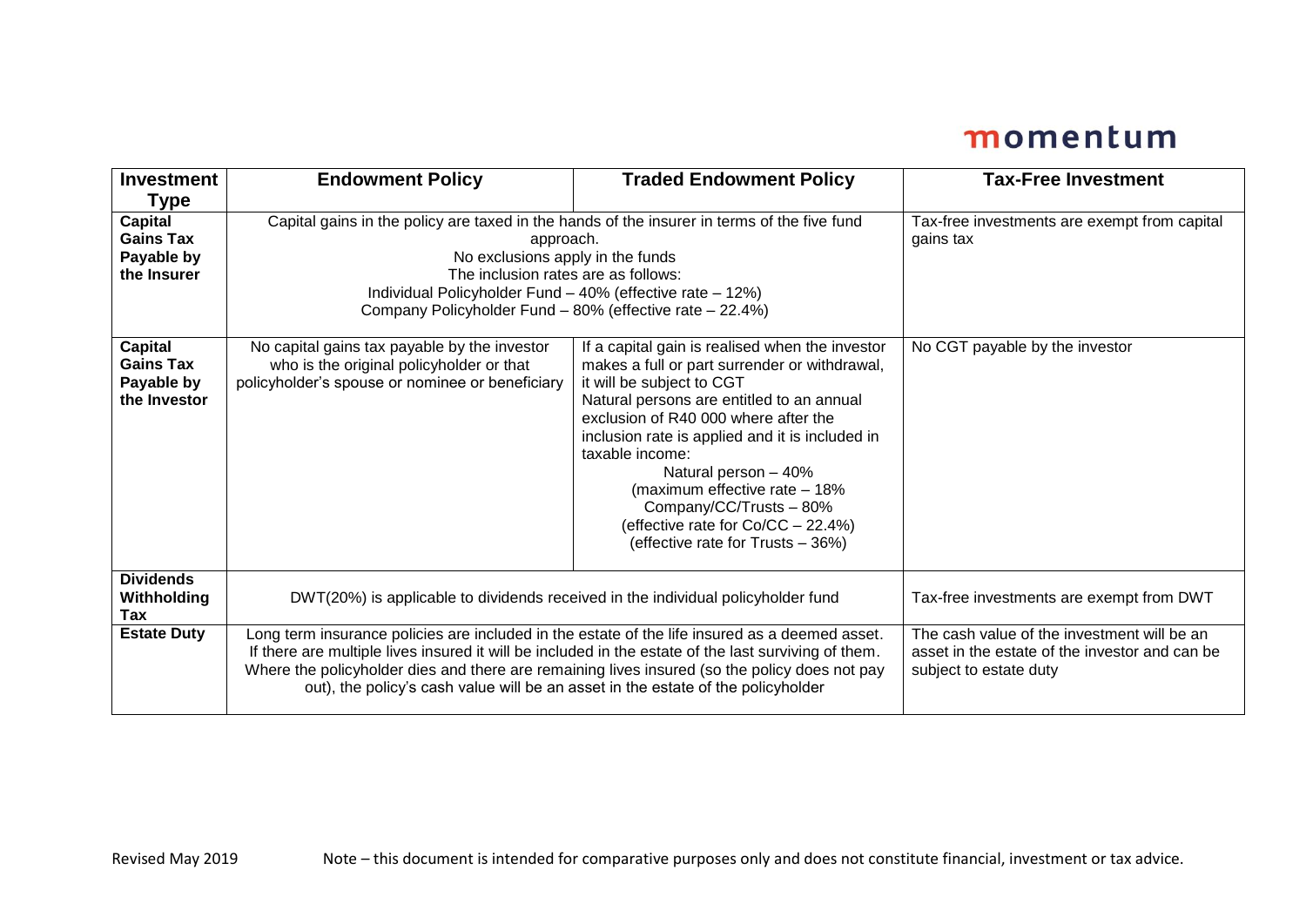momentum

| Investment Type | Endowment Policy | Traded Endowment Policy | Tax-Free Investment |
| --- | --- | --- | --- |
| **Capital Gains Tax Payable by the Insurer** | Capital gains in the policy are taxed in the hands of the insurer in terms of the five fund approach. No exclusions apply in the funds The inclusion rates are as follows: Individual Policyholder Fund – 40% (effective rate – 12%) Company Policyholder Fund – 80% (effective rate – 22.4%) | | Tax-free investments are exempt from capital gains tax |
| **Capital Gains Tax Payable by the Investor** | No capital gains tax payable by the investor who is the original policyholder or that policyholder's spouse or nominee or beneficiary | If a capital gain is realised when the investor makes a full or part surrender or withdrawal, it will be subject to CGT Natural persons are entitled to an annual exclusion of R40 000 where after the inclusion rate is applied and it is included in taxable income: Natural person – 40% (maximum effective rate – 18% Company/CC/Trusts – 80% (effective rate for Co/CC – 22.4%) (effective rate for Trusts – 36%) | No CGT payable by the investor |
| **Dividends Withholding Tax** | DWT(20%) is applicable to dividends received in the individual policyholder fund | | Tax-free investments are exempt from DWT |
| **Estate Duty** | Long term insurance policies are included in the estate of the life insured as a deemed asset. If there are multiple lives insured it will be included in the estate of the last surviving of them. Where the policyholder dies and there are remaining lives insured (so the policy does not pay out), the policy's cash value will be an asset in the estate of the policyholder | | The cash value of the investment will be an asset in the estate of the investor and can be subject to estate duty |

Revised May 2019 Note – this document is intended for comparative purposes only and does not constitute financial, investment or tax advice.